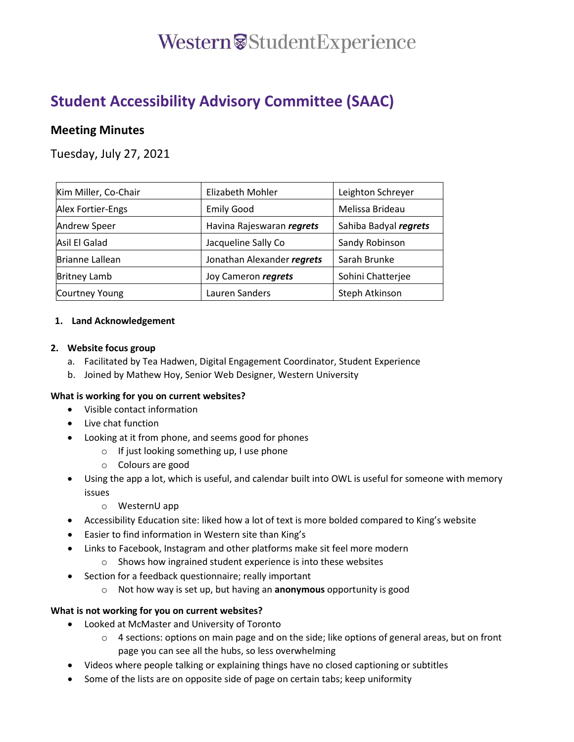# Western Student Experience

# Student Accessibility Advisory Committee (SAAC)

## Meeting Minutes

Tuesday, July 27, 2021

| Kim Miller, Co-Chair | Elizabeth Mohler | Leighton Schreyer |
|---|---|---|
| Alex Fortier-Engs | Emily Good | Melissa Brideau |
| Andrew Speer | Havina Rajeswaran ***regrets*** | Sahiba Badyal ***regrets*** |
| Asil El Galad | Jacqueline Sally Co | Sandy Robinson |
| Brianne Lallean | Jonathan Alexander ***regrets*** | Sarah Brunke |
| Britney Lamb | Joy Cameron ***regrets*** | Sohini Chatterjee |
| Courtney Young | Lauren Sanders | Steph Atkinson |

1. **Land Acknowledgement**

2. **Website focus group**
   a. Facilitated by Tea Hadwen, Digital Engagement Coordinator, Student Experience
   b. Joined by Mathew Hoy, Senior Web Designer, Western University

**What is working for you on current websites?**

- Visible contact information
- Live chat function
- Looking at it from phone, and seems good for phones
  - If just looking something up, I use phone
  - Colours are good
- Using the app a lot, which is useful, and calendar built into OWL is useful for someone with memory issues
  - WesternU app
- Accessibility Education site: liked how a lot of text is more bolded compared to King's website
- Easier to find information in Western site than King's
- Links to Facebook, Instagram and other platforms make sit feel more modern
  - Shows how ingrained student experience is into these websites
- Section for a feedback questionnaire; really important
  - Not how way is set up, but having an **anonymous** opportunity is good

**What is not working for you on current websites?**

- Looked at McMaster and University of Toronto
  - 4 sections: options on main page and on the side; like options of general areas, but on front page you can see all the hubs, so less overwhelming
- Videos where people talking or explaining things have no closed captioning or subtitles
- Some of the lists are on opposite side of page on certain tabs; keep uniformity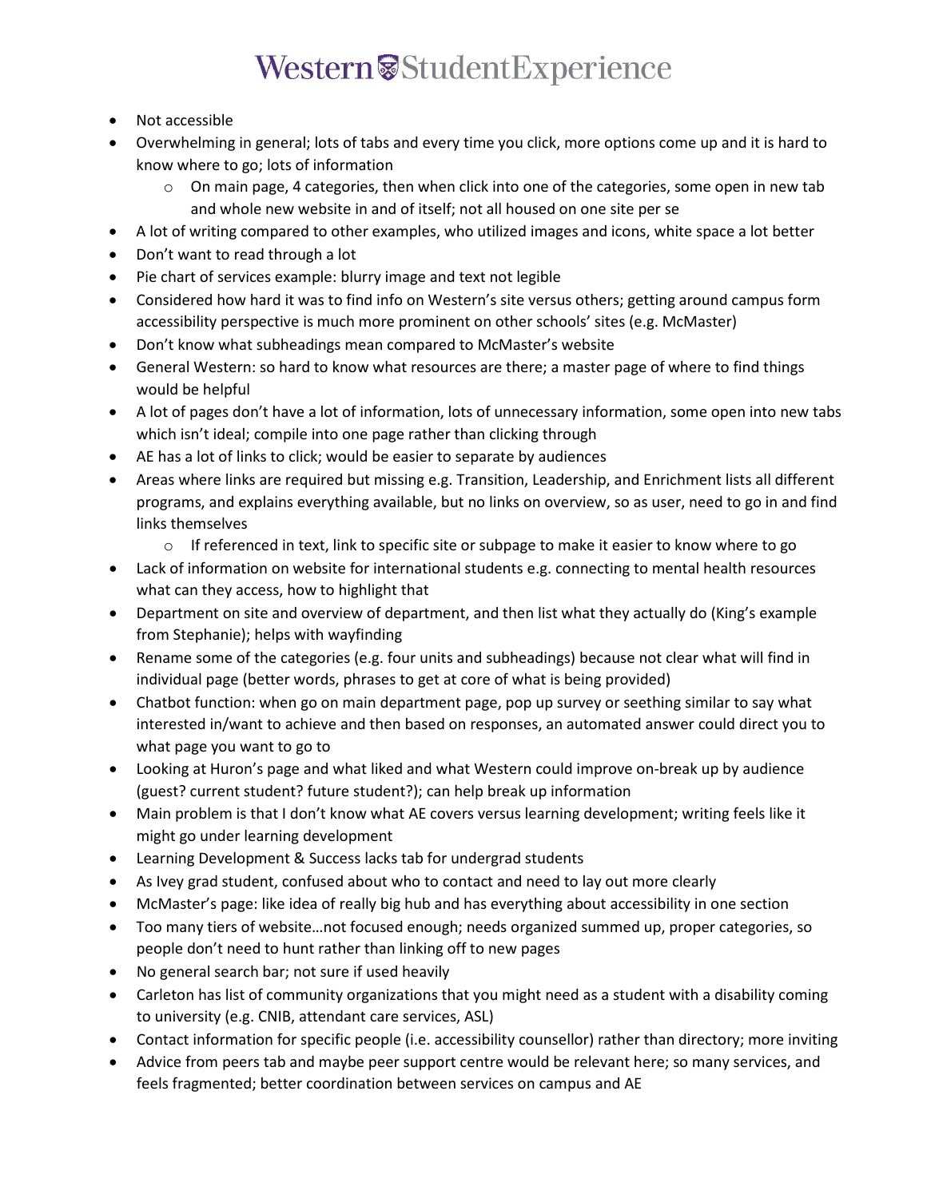- Not accessible
- Overwhelming in general; lots of tabs and every time you click, more options come up and it is hard to know where to go; lots of information
  - On main page, 4 categories, then when click into one of the categories, some open in new tab and whole new website in and of itself; not all housed on one site per se
- A lot of writing compared to other examples, who utilized images and icons, white space a lot better
- Don't want to read through a lot
- Pie chart of services example: blurry image and text not legible
- Considered how hard it was to find info on Western's site versus others; getting around campus form accessibility perspective is much more prominent on other schools' sites (e.g. McMaster)
- Don't know what subheadings mean compared to McMaster's website
- General Western: so hard to know what resources are there; a master page of where to find things would be helpful
- A lot of pages don't have a lot of information, lots of unnecessary information, some open into new tabs which isn't ideal; compile into one page rather than clicking through
- AE has a lot of links to click; would be easier to separate by audiences
- Areas where links are required but missing e.g. Transition, Leadership, and Enrichment lists all different programs, and explains everything available, but no links on overview, so as user, need to go in and find links themselves
  - If referenced in text, link to specific site or subpage to make it easier to know where to go
- Lack of information on website for international students e.g. connecting to mental health resources what can they access, how to highlight that
- Department on site and overview of department, and then list what they actually do (King's example from Stephanie); helps with wayfinding
- Rename some of the categories (e.g. four units and subheadings) because not clear what will find in individual page (better words, phrases to get at core of what is being provided)
- Chatbot function: when go on main department page, pop up survey or seething similar to say what interested in/want to achieve and then based on responses, an automated answer could direct you to what page you want to go to
- Looking at Huron's page and what liked and what Western could improve on-break up by audience (guest? current student? future student?); can help break up information
- Main problem is that I don't know what AE covers versus learning development; writing feels like it might go under learning development
- Learning Development & Success lacks tab for undergrad students
- As Ivey grad student, confused about who to contact and need to lay out more clearly
- McMaster's page: like idea of really big hub and has everything about accessibility in one section
- Too many tiers of website…not focused enough; needs organized summed up, proper categories, so people don't need to hunt rather than linking off to new pages
- No general search bar; not sure if used heavily
- Carleton has list of community organizations that you might need as a student with a disability coming to university (e.g. CNIB, attendant care services, ASL)
- Contact information for specific people (i.e. accessibility counsellor) rather than directory; more inviting
- Advice from peers tab and maybe peer support centre would be relevant here; so many services, and feels fragmented; better coordination between services on campus and AE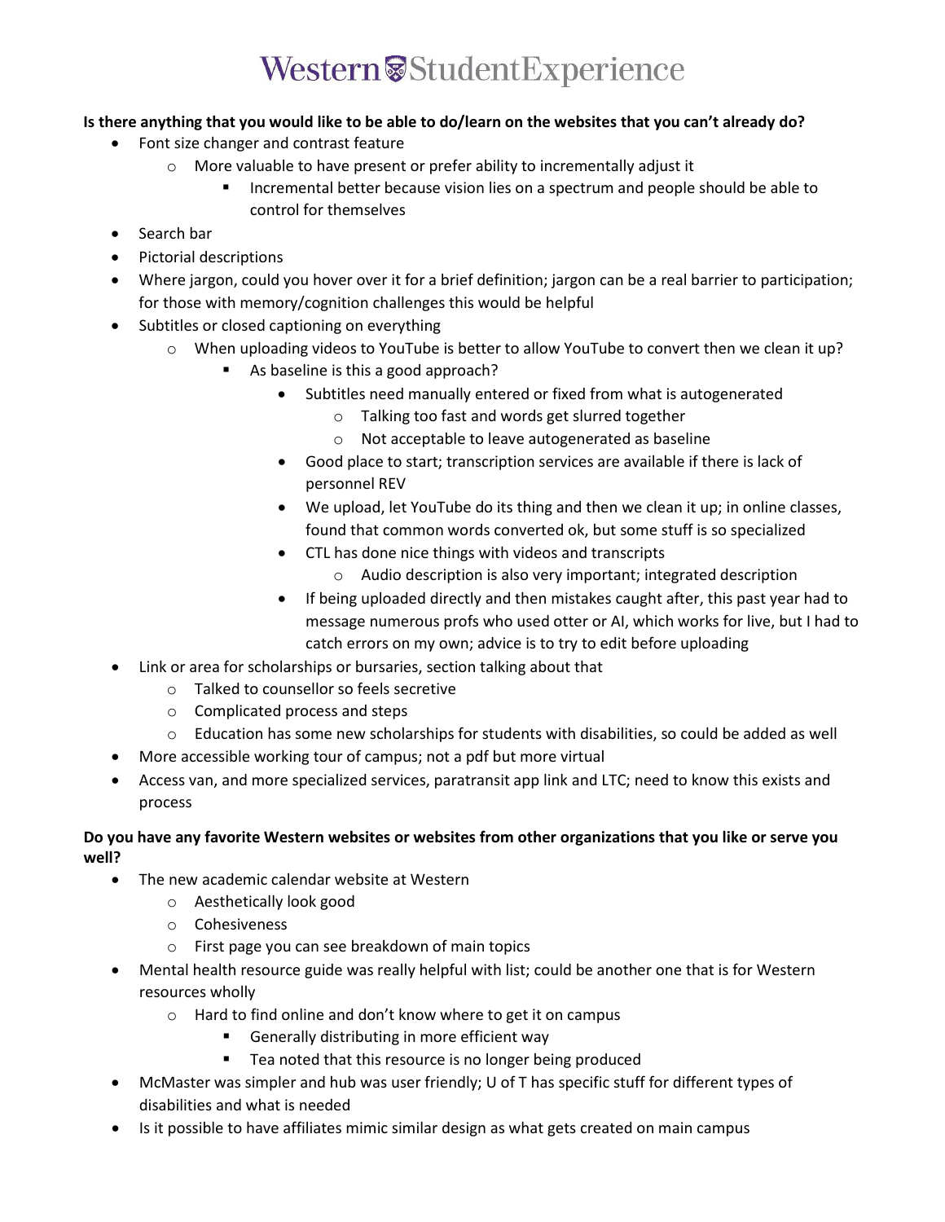**Is there anything that you would like to be able to do/learn on the websites that you can't already do?**

- Font size changer and contrast feature
  - More valuable to have present or prefer ability to incrementally adjust it
    - Incremental better because vision lies on a spectrum and people should be able to control for themselves
- Search bar
- Pictorial descriptions
- Where jargon, could you hover over it for a brief definition; jargon can be a real barrier to participation; for those with memory/cognition challenges this would be helpful
- Subtitles or closed captioning on everything
  - When uploading videos to YouTube is better to allow YouTube to convert then we clean it up?
    - As baseline is this a good approach?
      - Subtitles need manually entered or fixed from what is autogenerated
        - Talking too fast and words get slurred together
        - Not acceptable to leave autogenerated as baseline
      - Good place to start; transcription services are available if there is lack of personnel REV
      - We upload, let YouTube do its thing and then we clean it up; in online classes, found that common words converted ok, but some stuff is so specialized
      - CTL has done nice things with videos and transcripts
        - Audio description is also very important; integrated description
      - If being uploaded directly and then mistakes caught after, this past year had to message numerous profs who used otter or AI, which works for live, but I had to catch errors on my own; advice is to try to edit before uploading
- Link or area for scholarships or bursaries, section talking about that
  - Talked to counsellor so feels secretive
  - Complicated process and steps
  - Education has some new scholarships for students with disabilities, so could be added as well
- More accessible working tour of campus; not a pdf but more virtual
- Access van, and more specialized services, paratransit app link and LTC; need to know this exists and process

**Do you have any favorite Western websites or websites from other organizations that you like or serve you well?**

- The new academic calendar website at Western
  - Aesthetically look good
  - Cohesiveness
  - First page you can see breakdown of main topics
- Mental health resource guide was really helpful with list; could be another one that is for Western resources wholly
  - Hard to find online and don't know where to get it on campus
    - Generally distributing in more efficient way
    - Tea noted that this resource is no longer being produced
- McMaster was simpler and hub was user friendly; U of T has specific stuff for different types of disabilities and what is needed
- Is it possible to have affiliates mimic similar design as what gets created on main campus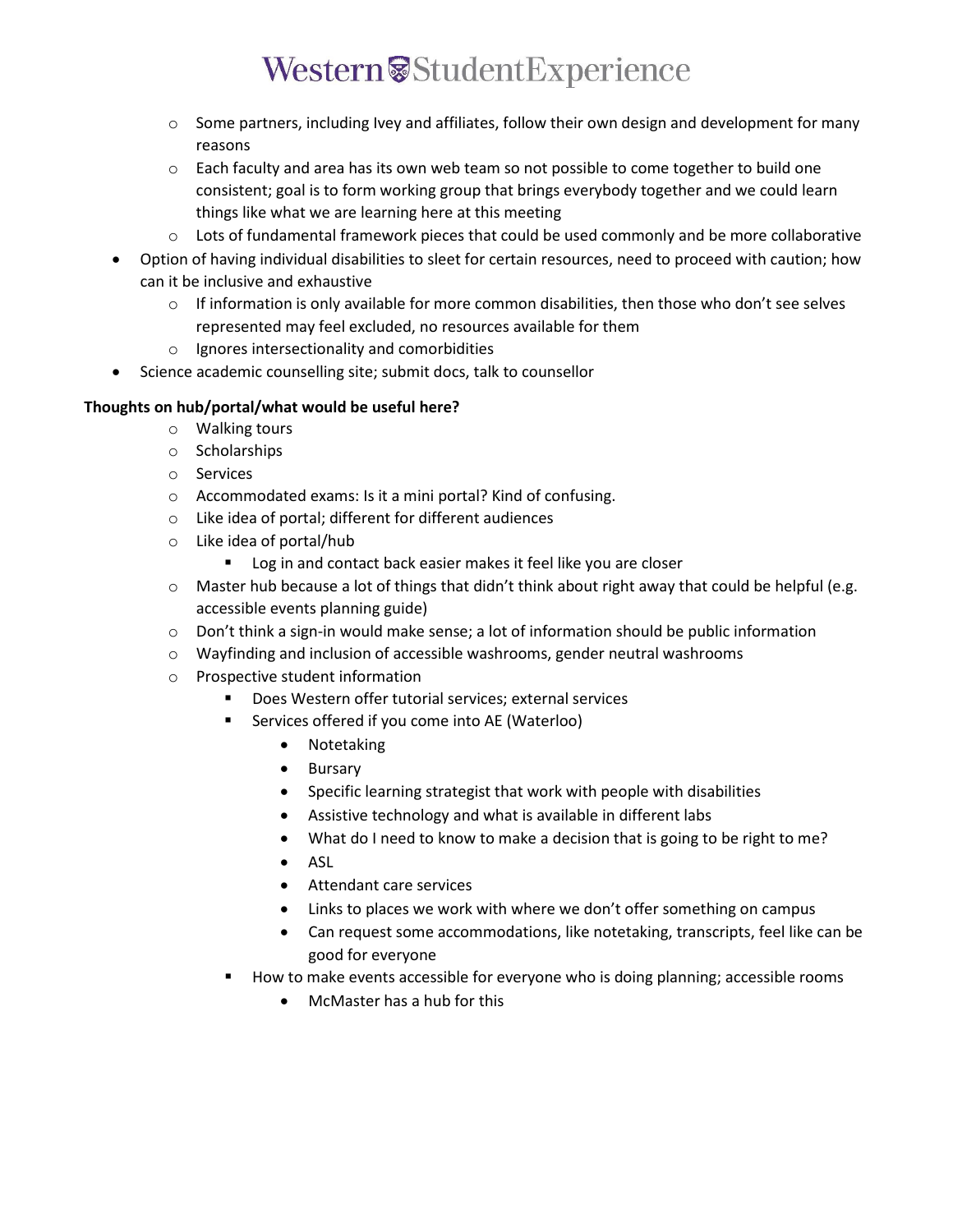- Some partners, including Ivey and affiliates, follow their own design and development for many reasons
  - Each faculty and area has its own web team so not possible to come together to build one consistent; goal is to form working group that brings everybody together and we could learn things like what we are learning here at this meeting
  - Lots of fundamental framework pieces that could be used commonly and be more collaborative
- Option of having individual disabilities to sleet for certain resources, need to proceed with caution; how can it be inclusive and exhaustive
  - If information is only available for more common disabilities, then those who don't see selves represented may feel excluded, no resources available for them
  - Ignores intersectionality and comorbidities
- Science academic counselling site; submit docs, talk to counsellor

**Thoughts on hub/portal/what would be useful here?**

  - Walking tours
  - Scholarships
  - Services
  - Accommodated exams: Is it a mini portal? Kind of confusing.
  - Like idea of portal; different for different audiences
  - Like idea of portal/hub
    - Log in and contact back easier makes it feel like you are closer
  - Master hub because a lot of things that didn't think about right away that could be helpful (e.g. accessible events planning guide)
  - Don't think a sign-in would make sense; a lot of information should be public information
  - Wayfinding and inclusion of accessible washrooms, gender neutral washrooms
  - Prospective student information
    - Does Western offer tutorial services; external services
    - Services offered if you come into AE (Waterloo)
      - Notetaking
      - Bursary
      - Specific learning strategist that work with people with disabilities
      - Assistive technology and what is available in different labs
      - What do I need to know to make a decision that is going to be right to me?
      - ASL
      - Attendant care services
      - Links to places we work with where we don't offer something on campus
      - Can request some accommodations, like notetaking, transcripts, feel like can be good for everyone
    - How to make events accessible for everyone who is doing planning; accessible rooms
      - McMaster has a hub for this